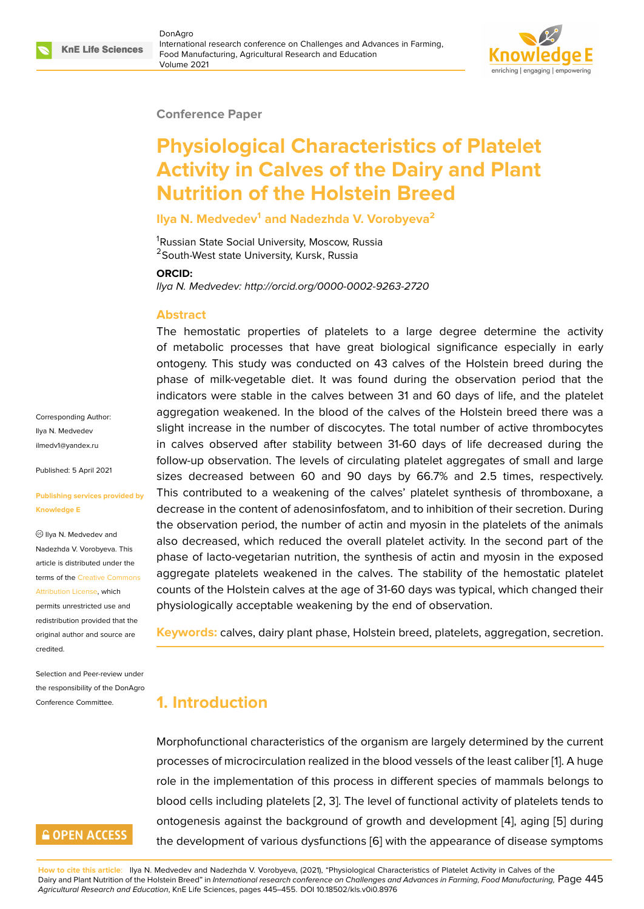Conference Paper

# Physiological Characteristics of Platelet Activity in Calves of the Dairy and Plant Nutrition of the Holstein Breed

**Ilya N. Medvedev[1] and Nadezhda V. Vorobyeva[2]**

[1]Russian State Social University, Moscow, Russia
[2]South-West state University, Kursk, Russia

**ORCID:**

*Ilya N. Medvedev: http://orcid.org/0000-0002-9263-2720*

Corresponding Author: Ilya N. Medvedev ilmedv1@yandex.ru

Published: 5 April 2021

Publishing services provided by Knowledge E

© Ilya N. Medvedev and Nadezhda V. Vorobyeva. This article is distributed under the terms of the Creative Commons Attribution License, which permits unrestricted use and redistribution provided that the original author and source are credited.

Selection and Peer-review under the responsibility of the DonAgro Conference Committee.

## Abstract

The hemostatic properties of platelets to a large degree determine the activity of metabolic processes that have great biological significance especially in early ontogeny. This study was conducted on 43 calves of the Holstein breed during the phase of milk-vegetable diet. It was found during the observation period that the indicators were stable in the calves between 31 and 60 days of life, and the platelet aggregation weakened. In the blood of the calves of the Holstein breed there was a slight increase in the number of discocytes. The total number of active thrombocytes in calves observed after stability between 31-60 days of life decreased during the follow-up observation. The levels of circulating platelet aggregates of small and large sizes decreased between 60 and 90 days by 66.7% and 2.5 times, respectively. This contributed to a weakening of the calves' platelet synthesis of thromboxane, a decrease in the content of adenosinfosfatom, and to inhibition of their secretion. During the observation period, the number of actin and myosin in the platelets of the animals also decreased, which reduced the overall platelet activity. In the second part of the phase of lacto-vegetarian nutrition, the synthesis of actin and myosin in the exposed aggregate platelets weakened in the calves. The stability of the hemostatic platelet counts of the Holstein calves at the age of 31-60 days was typical, which changed their physiologically acceptable weakening by the end of observation.

**Keywords:** calves, dairy plant phase, Holstein breed, platelets, aggregation, secretion.

## 1. Introduction

Morphofunctional characteristics of the organism are largely determined by the current processes of microcirculation realized in the blood vessels of the least caliber [1]. A huge role in the implementation of this process in different species of mammals belongs to blood cells including platelets [2, 3]. The level of functional activity of platelets tends to ontogenesis against the background of growth and development [4], aging [5] during the development of various dysfunctions [6] with the appearance of disease symptoms

OPEN ACCESS

**How to cite this article**: Ilya N. Medvedev and Nadezhda V. Vorobyeva, (2021), "Physiological Characteristics of Platelet Activity in Calves of the Dairy and Plant Nutrition of the Holstein Breed" in *International research conference on Challenges and Advances in Farming, Food Manufacturing, Agricultural Research and Education*, KnE Life Sciences, pages 445–455. DOI 10.18502/kls.v0i0.8976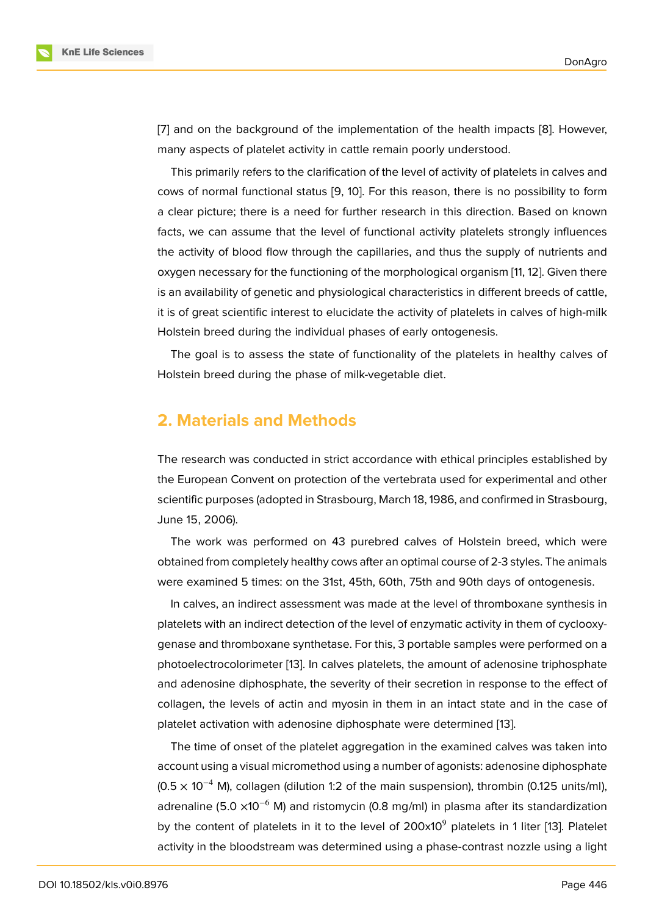[7] and on the background of the implementation of the health impacts [8]. However, many aspects of platelet activity in cattle remain poorly understood.

This primarily refers to the clarification of the level of activity of platelets in calves and cows of normal functional status [9, 10]. For this reason, there is no possibility to form a clear picture; there is a need for further research in this direction. Based on known facts, we can assume that the level of functional activity platelets strongly influences the activity of blood flow through the capillaries, and thus the supply of nutrients and oxygen necessary for the functioning of the morphological organism [11, 12]. Given there is an availability of genetic and physiological characteristics in different breeds of cattle, it is of great scientific interest to elucidate the activity of platelets in calves of high-milk Holstein breed during the individual phases of early ontogenesis.

The goal is to assess the state of functionality of the platelets in healthy calves of Holstein breed during the phase of milk-vegetable diet.

## 2. Materials and Methods

The research was conducted in strict accordance with ethical principles established by the European Convent on protection of the vertebrata used for experimental and other scientific purposes (adopted in Strasbourg, March 18, 1986, and confirmed in Strasbourg, June 15, 2006).

The work was performed on 43 purebred calves of Holstein breed, which were obtained from completely healthy cows after an optimal course of 2-3 styles. The animals were examined 5 times: on the 31st, 45th, 60th, 75th and 90th days of ontogenesis.

In calves, an indirect assessment was made at the level of thromboxane synthesis in platelets with an indirect detection of the level of enzymatic activity in them of cyclooxygenase and thromboxane synthetase. For this, 3 portable samples were performed on a photoelectrocolorimeter [13]. In calves platelets, the amount of adenosine triphosphate and adenosine diphosphate, the severity of their secretion in response to the effect of collagen, the levels of actin and myosin in them in an intact state and in the case of platelet activation with adenosine diphosphate were determined [13].

The time of onset of the platelet aggregation in the examined calves was taken into account using a visual micromethod using a number of agonists: adenosine diphosphate ($0.5 \times 10^{-4}$ M), collagen (dilution 1:2 of the main suspension), thrombin (0.125 units/ml), adrenaline ($5.0 \times 10^{-6}$ M) and ristomycin (0.8 mg/ml) in plasma after its standardization by the content of platelets in it to the level of $200 \times 10^{9}$ platelets in 1 liter [13]. Platelet activity in the bloodstream was determined using a phase-contrast nozzle using a light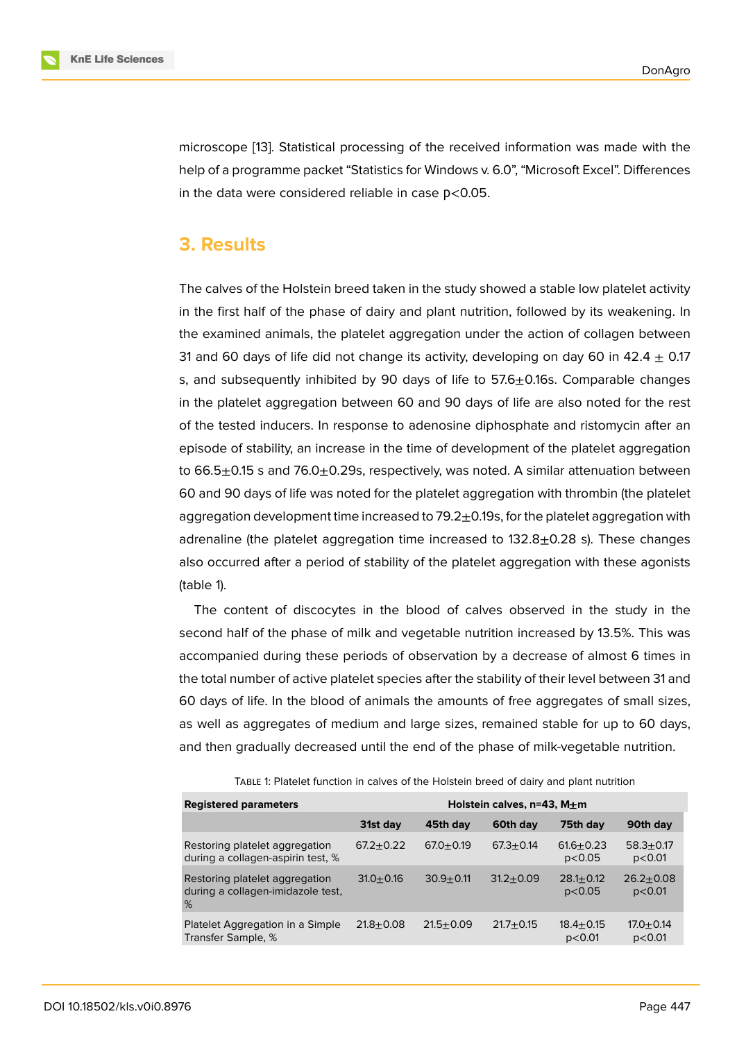microscope [13]. Statistical processing of the received information was made with the help of a programme packet "Statistics for Windows v. 6.0", "Microsoft Excel". Differences in the data were considered reliable in case $p<0.05$.

## 3. Results

The calves of the Holstein breed taken in the study showed a stable low platelet activity in the first half of the phase of dairy and plant nutrition, followed by its weakening. In the examined animals, the platelet aggregation under the action of collagen between 31 and 60 days of life did not change its activity, developing on day 60 in 42.4 ± 0.17 s, and subsequently inhibited by 90 days of life to 57.6±0.16s. Comparable changes in the platelet aggregation between 60 and 90 days of life are also noted for the rest of the tested inducers. In response to adenosine diphosphate and ristomycin after an episode of stability, an increase in the time of development of the platelet aggregation to 66.5±0.15 s and 76.0±0.29s, respectively, was noted. A similar attenuation between 60 and 90 days of life was noted for the platelet aggregation with thrombin (the platelet aggregation development time increased to 79.2±0.19s, for the platelet aggregation with adrenaline (the platelet aggregation time increased to 132.8±0.28 s). These changes also occurred after a period of stability of the platelet aggregation with these agonists (table 1).

The content of discocytes in the blood of calves observed in the study in the second half of the phase of milk and vegetable nutrition increased by 13.5%. This was accompanied during these periods of observation by a decrease of almost 6 times in the total number of active platelet species after the stability of their level between 31 and 60 days of life. In the blood of animals the amounts of free aggregates of small sizes, as well as aggregates of medium and large sizes, remained stable for up to 60 days, and then gradually decreased until the end of the phase of milk-vegetable nutrition.

Table 1: Platelet function in calves of the Holstein breed of dairy and plant nutrition

| Registered parameters | Holstein calves, n=43, M±m | | | | |
|---|---|---|---|---|---|
| | 31st day | 45th day | 60th day | 75th day | 90th day |
| Restoring platelet aggregation during a collagen-aspirin test, % | 67.2±0.22 | 67.0±0.19 | 67.3±0.14 | 61.6±0.23 $p<0.05$ | 58.3±0.17 $p<0.01$ |
| Restoring platelet aggregation during a collagen-imidazole test, % | 31.0±0.16 | 30.9±0.11 | 31.2±0.09 | 28.1±0.12 $p<0.05$ | 26.2±0.08 $p<0.01$ |
| Platelet Aggregation in a Simple Transfer Sample, % | 21.8±0.08 | 21.5±0.09 | 21.7±0.15 | 18.4±0.15 $p<0.01$ | 17.0±0.14 $p<0.01$ |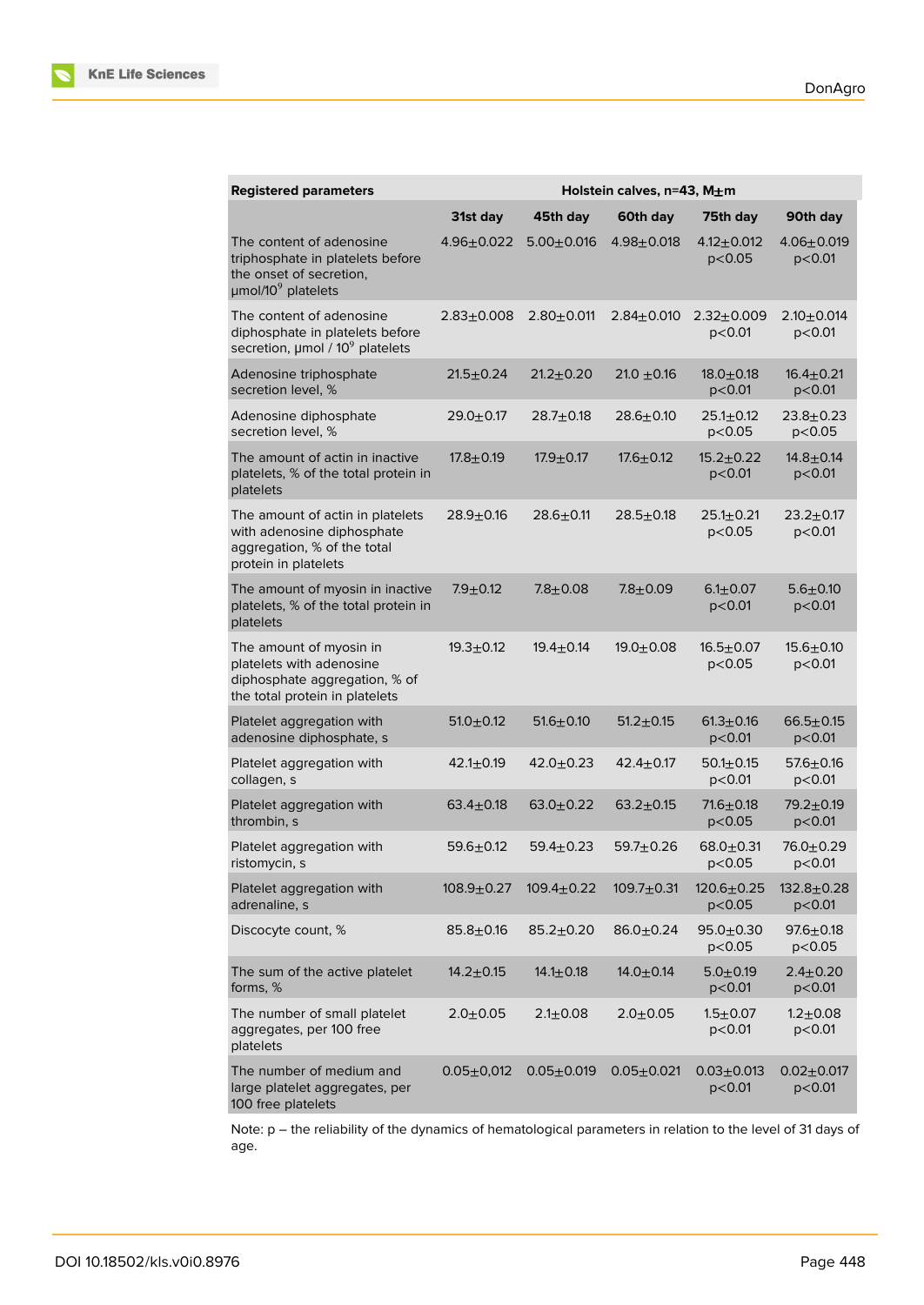| Registered parameters | Holstein calves, n=43, M±m | | | | |
|---|---|---|---|---|---|
| | 31st day | 45th day | 60th day | 75th day | 90th day |
| The content of adenosine triphosphate in platelets before the onset of secretion, μmol/$10^9$ platelets | 4.96±0.022 | 5.00±0.016 | 4.98±0.018 | 4.12±0.012 $p<0.05$ | 4.06±0.019 $p<0.01$ |
| The content of adenosine diphosphate in platelets before secretion, μmol / $10^9$ platelets | 2.83±0.008 | 2.80±0.011 | 2.84±0.010 | 2.32±0.009 $p<0.01$ | 2.10±0.014 $p<0.01$ |
| Adenosine triphosphate secretion level, % | 21.5±0.24 | 21.2±0.20 | 21.0 ±0.16 | 18.0±0.18 $p<0.01$ | 16.4±0.21 $p<0.01$ |
| Adenosine diphosphate secretion level, % | 29.0±0.17 | 28.7±0.18 | 28.6±0.10 | 25.1±0.12 $p<0.05$ | 23.8±0.23 $p<0.05$ |
| The amount of actin in inactive platelets, % of the total protein in platelets | 17.8±0.19 | 17.9±0.17 | 17.6±0.12 | 15.2±0.22 $p<0.01$ | 14.8±0.14 $p<0.01$ |
| The amount of actin in platelets with adenosine diphosphate aggregation, % of the total protein in platelets | 28.9±0.16 | 28.6±0.11 | 28.5±0.18 | 25.1±0.21 $p<0.05$ | 23.2±0.17 $p<0.01$ |
| The amount of myosin in inactive platelets, % of the total protein in platelets | 7.9±0.12 | 7.8±0.08 | 7.8±0.09 | 6.1±0.07 $p<0.01$ | 5.6±0.10 $p<0.01$ |
| The amount of myosin in platelets with adenosine diphosphate aggregation, % of the total protein in platelets | 19.3±0.12 | 19.4±0.14 | 19.0±0.08 | 16.5±0.07 $p<0.05$ | 15.6±0.10 $p<0.01$ |
| Platelet aggregation with adenosine diphosphate, s | 51.0±0.12 | 51.6±0.10 | 51.2±0.15 | 61.3±0.16 $p<0.01$ | 66.5±0.15 $p<0.01$ |
| Platelet aggregation with collagen, s | 42.1±0.19 | 42.0±0.23 | 42.4±0.17 | 50.1±0.15 $p<0.01$ | 57.6±0.16 $p<0.01$ |
| Platelet aggregation with thrombin, s | 63.4±0.18 | 63.0±0.22 | 63.2±0.15 | 71.6±0.18 $p<0.05$ | 79.2±0.19 $p<0.01$ |
| Platelet aggregation with ristomycin, s | 59.6±0.12 | 59.4±0.23 | 59.7±0.26 | 68.0±0.31 $p<0.05$ | 76.0±0.29 $p<0.01$ |
| Platelet aggregation with adrenaline, s | 108.9±0.27 | 109.4±0.22 | 109.7±0.31 | 120.6±0.25 $p<0.05$ | 132.8±0.28 $p<0.01$ |
| Discocyte count, % | 85.8±0.16 | 85.2±0.20 | 86.0±0.24 | 95.0±0.30 $p<0.05$ | 97.6±0.18 $p<0.05$ |
| The sum of the active platelet forms, % | 14.2±0.15 | 14.1±0.18 | 14.0±0.14 | 5.0±0.19 $p<0.01$ | 2.4±0.20 $p<0.01$ |
| The number of small platelet aggregates, per 100 free platelets | 2.0±0.05 | 2.1±0.08 | 2.0±0.05 | 1.5±0.07 $p<0.01$ | 1.2±0.08 $p<0.01$ |
| The number of medium and large platelet aggregates, per 100 free platelets | 0.05±0,012 | 0.05±0.019 | 0.05±0.021 | 0.03±0.013 $p<0.01$ | 0.02±0.017 $p<0.01$ |

Note: p – the reliability of the dynamics of hematological parameters in relation to the level of 31 days of age.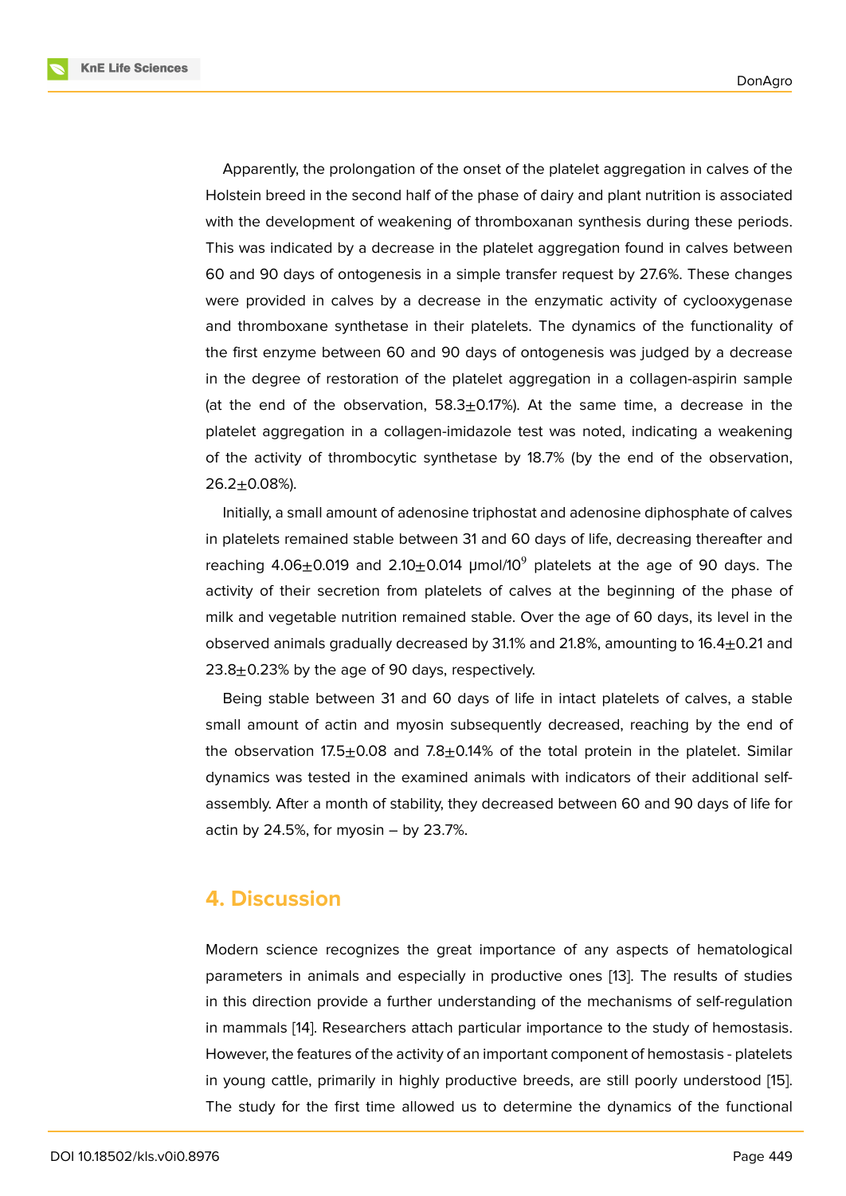Apparently, the prolongation of the onset of the platelet aggregation in calves of the Holstein breed in the second half of the phase of dairy and plant nutrition is associated with the development of weakening of thromboxanan synthesis during these periods. This was indicated by a decrease in the platelet aggregation found in calves between 60 and 90 days of ontogenesis in a simple transfer request by 27.6%. These changes were provided in calves by a decrease in the enzymatic activity of cyclooxygenase and thromboxane synthetase in their platelets. The dynamics of the functionality of the first enzyme between 60 and 90 days of ontogenesis was judged by a decrease in the degree of restoration of the platelet aggregation in a collagen-aspirin sample (at the end of the observation, 58.3±0.17%). At the same time, a decrease in the platelet aggregation in a collagen-imidazole test was noted, indicating a weakening of the activity of thrombocytic synthetase by 18.7% (by the end of the observation, 26.2±0.08%).

Initially, a small amount of adenosine triphostat and adenosine diphosphate of calves in platelets remained stable between 31 and 60 days of life, decreasing thereafter and reaching 4.06±0.019 and 2.10±0.014 μmol/$10^9$ platelets at the age of 90 days. The activity of their secretion from platelets of calves at the beginning of the phase of milk and vegetable nutrition remained stable. Over the age of 60 days, its level in the observed animals gradually decreased by 31.1% and 21.8%, amounting to 16.4±0.21 and 23.8±0.23% by the age of 90 days, respectively.

Being stable between 31 and 60 days of life in intact platelets of calves, a stable small amount of actin and myosin subsequently decreased, reaching by the end of the observation 17.5±0.08 and 7.8±0.14% of the total protein in the platelet. Similar dynamics was tested in the examined animals with indicators of their additional self-assembly. After a month of stability, they decreased between 60 and 90 days of life for actin by 24.5%, for myosin – by 23.7%.

## 4. Discussion

Modern science recognizes the great importance of any aspects of hematological parameters in animals and especially in productive ones [13]. The results of studies in this direction provide a further understanding of the mechanisms of self-regulation in mammals [14]. Researchers attach particular importance to the study of hemostasis. However, the features of the activity of an important component of hemostasis - platelets in young cattle, primarily in highly productive breeds, are still poorly understood [15]. The study for the first time allowed us to determine the dynamics of the functional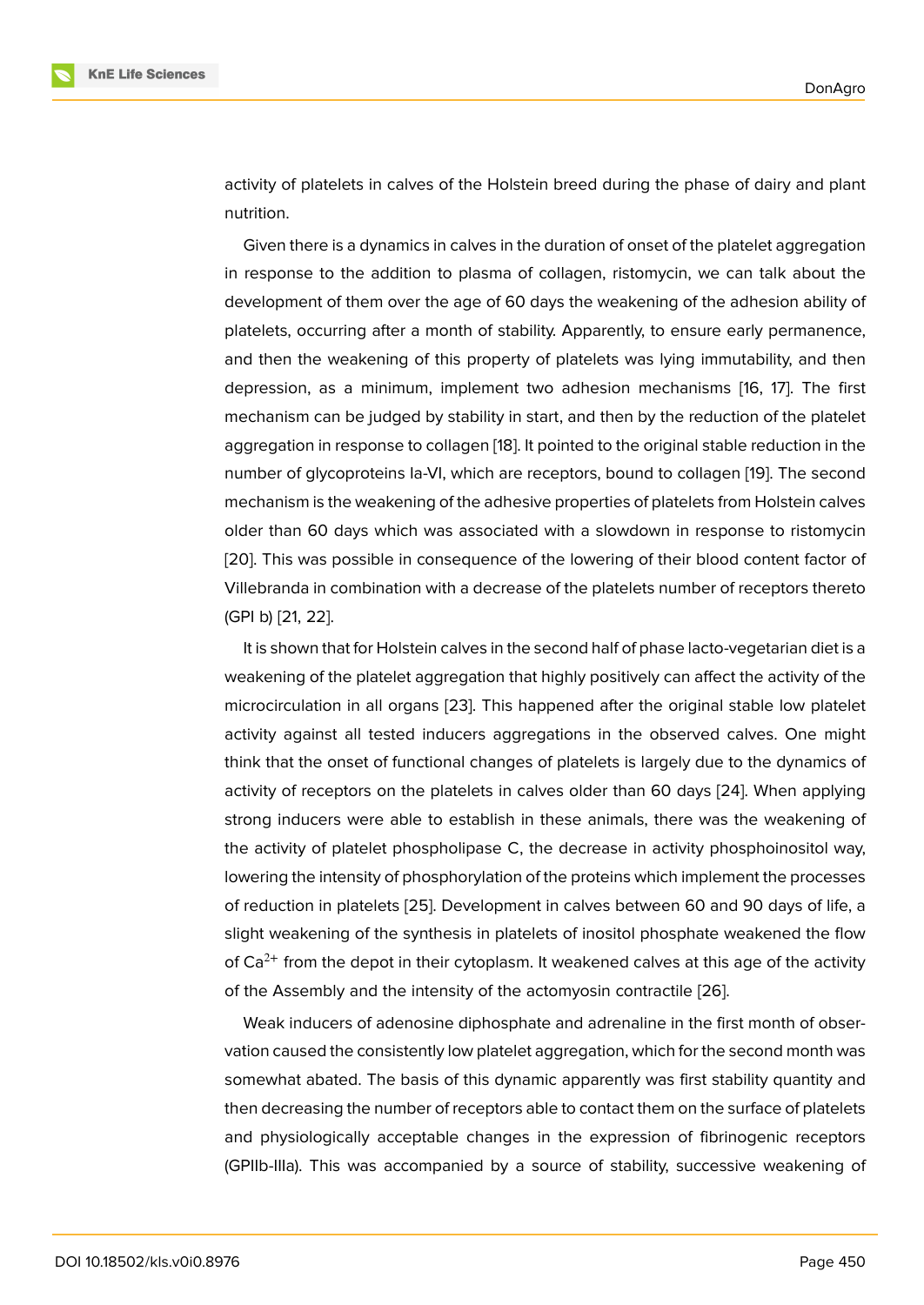activity of platelets in calves of the Holstein breed during the phase of dairy and plant nutrition.

Given there is a dynamics in calves in the duration of onset of the platelet aggregation in response to the addition to plasma of collagen, ristomycin, we can talk about the development of them over the age of 60 days the weakening of the adhesion ability of platelets, occurring after a month of stability. Apparently, to ensure early permanence, and then the weakening of this property of platelets was lying immutability, and then depression, as a minimum, implement two adhesion mechanisms [16, 17]. The first mechanism can be judged by stability in start, and then by the reduction of the platelet aggregation in response to collagen [18]. It pointed to the original stable reduction in the number of glycoproteins Ia-VI, which are receptors, bound to collagen [19]. The second mechanism is the weakening of the adhesive properties of platelets from Holstein calves older than 60 days which was associated with a slowdown in response to ristomycin [20]. This was possible in consequence of the lowering of their blood content factor of Villebranda in combination with a decrease of the platelets number of receptors thereto (GPI b) [21, 22].

It is shown that for Holstein calves in the second half of phase lacto-vegetarian diet is a weakening of the platelet aggregation that highly positively can affect the activity of the microcirculation in all organs [23]. This happened after the original stable low platelet activity against all tested inducers aggregations in the observed calves. One might think that the onset of functional changes of platelets is largely due to the dynamics of activity of receptors on the platelets in calves older than 60 days [24]. When applying strong inducers were able to establish in these animals, there was the weakening of the activity of platelet phospholipase C, the decrease in activity phosphoinositol way, lowering the intensity of phosphorylation of the proteins which implement the processes of reduction in platelets [25]. Development in calves between 60 and 90 days of life, a slight weakening of the synthesis in platelets of inositol phosphate weakened the flow of $Ca^{2+}$ from the depot in their cytoplasm. It weakened calves at this age of the activity of the Assembly and the intensity of the actomyosin contractile [26].

Weak inducers of adenosine diphosphate and adrenaline in the first month of observation caused the consistently low platelet aggregation, which for the second month was somewhat abated. The basis of this dynamic apparently was first stability quantity and then decreasing the number of receptors able to contact them on the surface of platelets and physiologically acceptable changes in the expression of fibrinogenic receptors (GPIIb-IIIa). This was accompanied by a source of stability, successive weakening of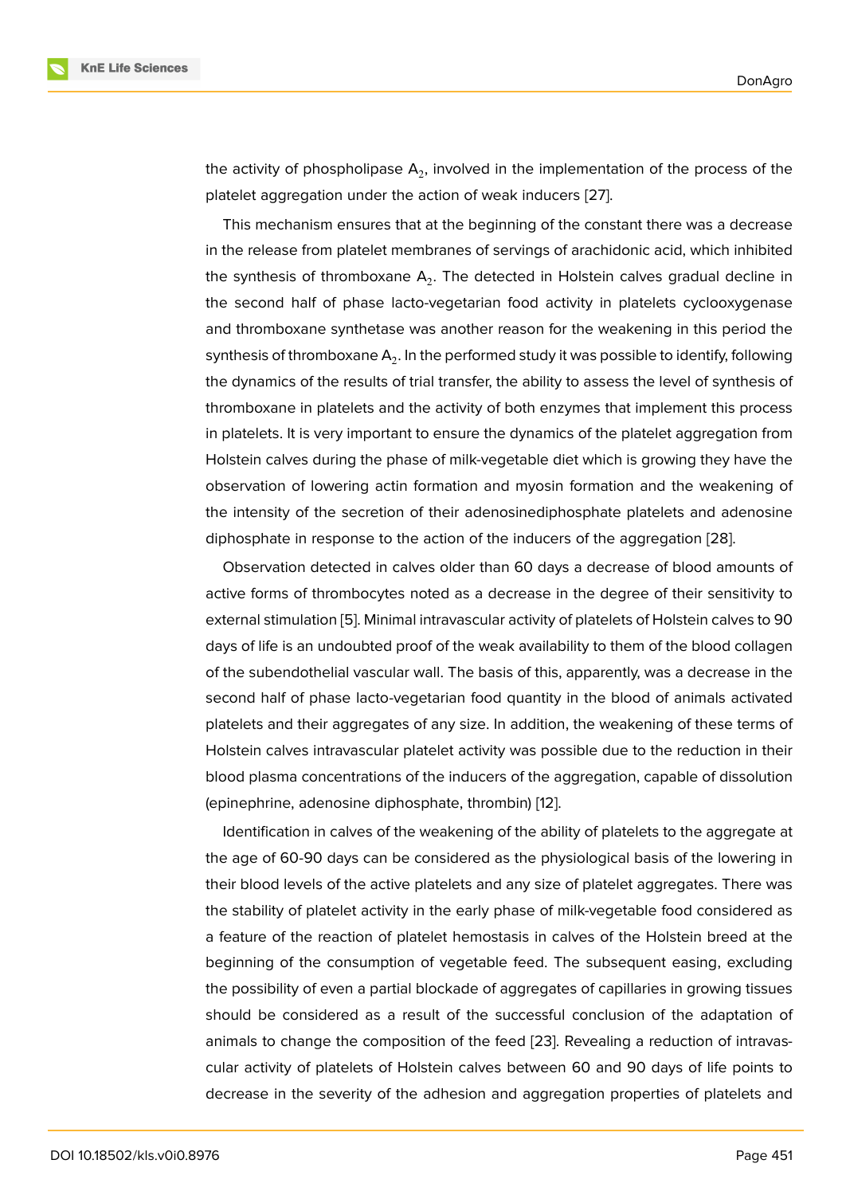the activity of phospholipase $A_2$, involved in the implementation of the process of the platelet aggregation under the action of weak inducers [27].

This mechanism ensures that at the beginning of the constant there was a decrease in the release from platelet membranes of servings of arachidonic acid, which inhibited the synthesis of thromboxane $A_2$. The detected in Holstein calves gradual decline in the second half of phase lacto-vegetarian food activity in platelets cyclooxygenase and thromboxane synthetase was another reason for the weakening in this period the synthesis of thromboxane $A_2$. In the performed study it was possible to identify, following the dynamics of the results of trial transfer, the ability to assess the level of synthesis of thromboxane in platelets and the activity of both enzymes that implement this process in platelets. It is very important to ensure the dynamics of the platelet aggregation from Holstein calves during the phase of milk-vegetable diet which is growing they have the observation of lowering actin formation and myosin formation and the weakening of the intensity of the secretion of their adenosinediphosphate platelets and adenosine diphosphate in response to the action of the inducers of the aggregation [28].

Observation detected in calves older than 60 days a decrease of blood amounts of active forms of thrombocytes noted as a decrease in the degree of their sensitivity to external stimulation [5]. Minimal intravascular activity of platelets of Holstein calves to 90 days of life is an undoubted proof of the weak availability to them of the blood collagen of the subendothelial vascular wall. The basis of this, apparently, was a decrease in the second half of phase lacto-vegetarian food quantity in the blood of animals activated platelets and their aggregates of any size. In addition, the weakening of these terms of Holstein calves intravascular platelet activity was possible due to the reduction in their blood plasma concentrations of the inducers of the aggregation, capable of dissolution (epinephrine, adenosine diphosphate, thrombin) [12].

Identification in calves of the weakening of the ability of platelets to the aggregate at the age of 60-90 days can be considered as the physiological basis of the lowering in their blood levels of the active platelets and any size of platelet aggregates. There was the stability of platelet activity in the early phase of milk-vegetable food considered as a feature of the reaction of platelet hemostasis in calves of the Holstein breed at the beginning of the consumption of vegetable feed. The subsequent easing, excluding the possibility of even a partial blockade of aggregates of capillaries in growing tissues should be considered as a result of the successful conclusion of the adaptation of animals to change the composition of the feed [23]. Revealing a reduction of intravascular activity of platelets of Holstein calves between 60 and 90 days of life points to decrease in the severity of the adhesion and aggregation properties of platelets and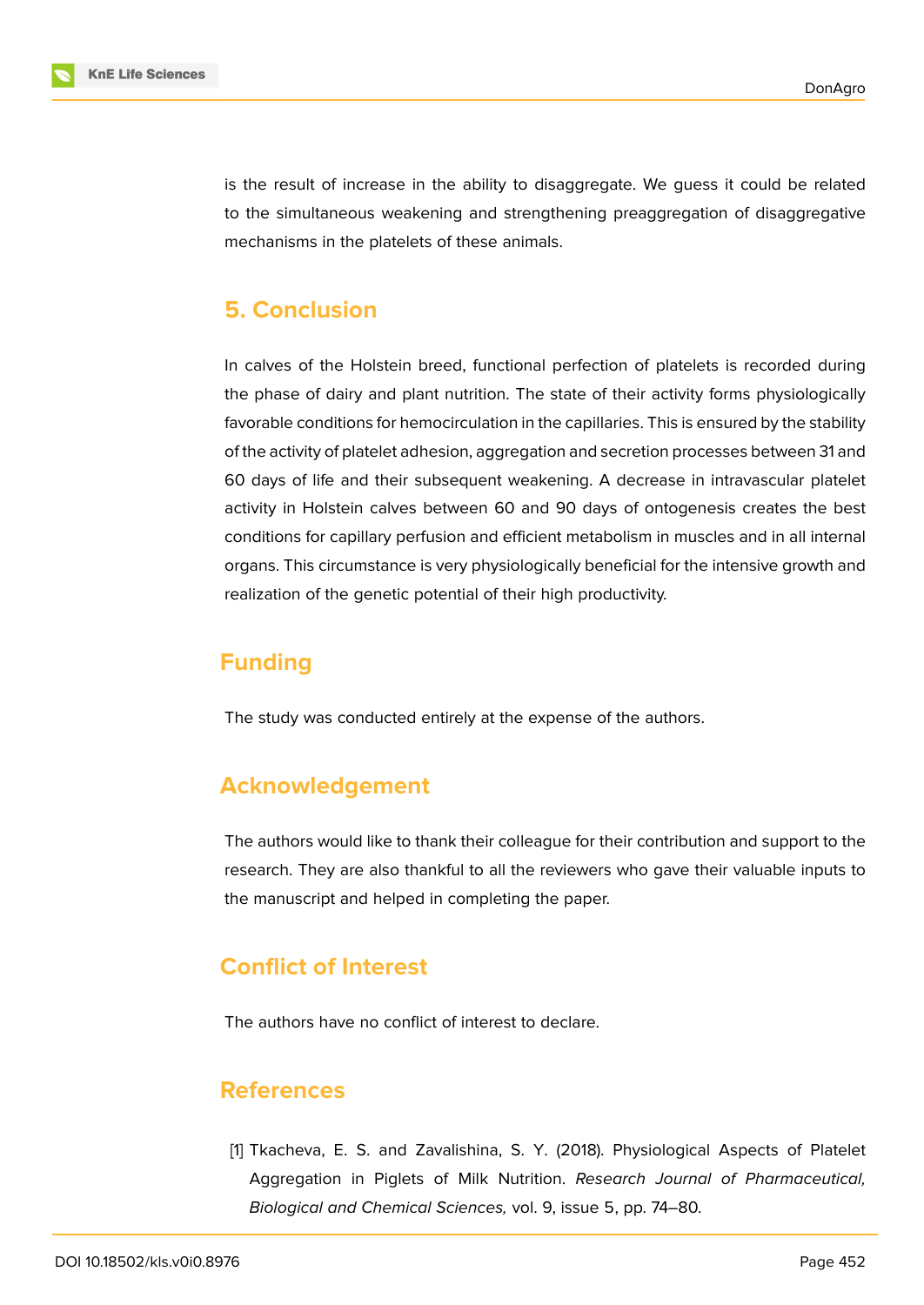is the result of increase in the ability to disaggregate. We guess it could be related to the simultaneous weakening and strengthening preaggregation of disaggregative mechanisms in the platelets of these animals.

## 5. Conclusion

In calves of the Holstein breed, functional perfection of platelets is recorded during the phase of dairy and plant nutrition. The state of their activity forms physiologically favorable conditions for hemocirculation in the capillaries. This is ensured by the stability of the activity of platelet adhesion, aggregation and secretion processes between 31 and 60 days of life and their subsequent weakening. A decrease in intravascular platelet activity in Holstein calves between 60 and 90 days of ontogenesis creates the best conditions for capillary perfusion and efficient metabolism in muscles and in all internal organs. This circumstance is very physiologically beneficial for the intensive growth and realization of the genetic potential of their high productivity.

## Funding

The study was conducted entirely at the expense of the authors.

## Acknowledgement

The authors would like to thank their colleague for their contribution and support to the research. They are also thankful to all the reviewers who gave their valuable inputs to the manuscript and helped in completing the paper.

## Conflict of Interest

The authors have no conflict of interest to declare.

## References

[1] Tkacheva, E. S. and Zavalishina, S. Y. (2018). Physiological Aspects of Platelet Aggregation in Piglets of Milk Nutrition. *Research Journal of Pharmaceutical, Biological and Chemical Sciences,* vol. 9, issue 5, pp. 74–80.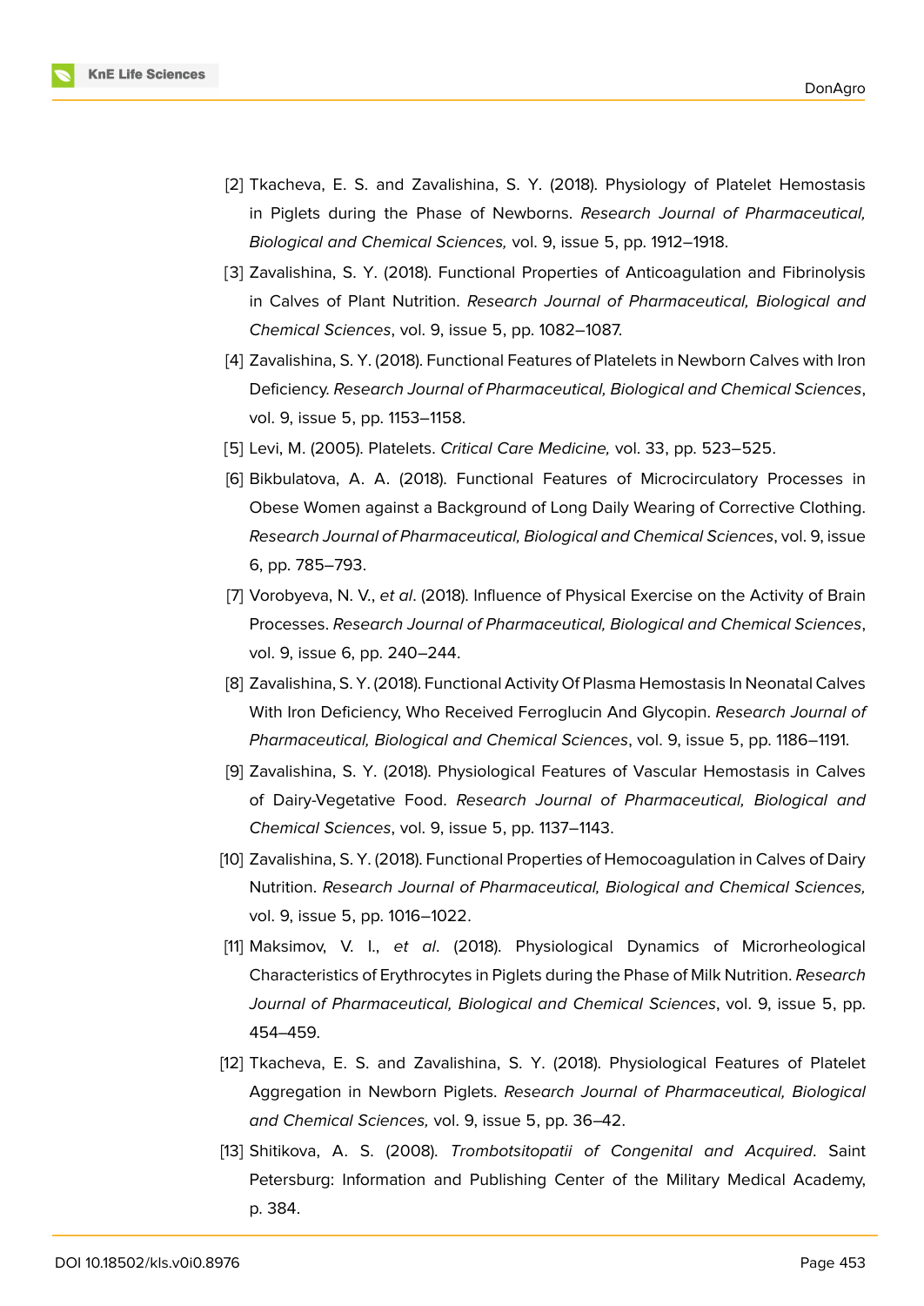[2] Tkacheva, E. S. and Zavalishina, S. Y. (2018). Physiology of Platelet Hemostasis in Piglets during the Phase of Newborns. *Research Journal of Pharmaceutical, Biological and Chemical Sciences,* vol. 9, issue 5, pp. 1912–1918.

[3] Zavalishina, S. Y. (2018). Functional Properties of Anticoagulation and Fibrinolysis in Calves of Plant Nutrition. *Research Journal of Pharmaceutical, Biological and Chemical Sciences*, vol. 9, issue 5, pp. 1082–1087.

[4] Zavalishina, S. Y. (2018). Functional Features of Platelets in Newborn Calves with Iron Deficiency. *Research Journal of Pharmaceutical, Biological and Chemical Sciences*, vol. 9, issue 5, pp. 1153–1158.

[5] Levi, M. (2005). Platelets. *Critical Care Medicine,* vol. 33, pp. 523–525.

[6] Bikbulatova, A. A. (2018). Functional Features of Microcirculatory Processes in Obese Women against a Background of Long Daily Wearing of Corrective Clothing. *Research Journal of Pharmaceutical, Biological and Chemical Sciences*, vol. 9, issue 6, pp. 785–793.

[7] Vorobyeva, N. V., *et al*. (2018). Influence of Physical Exercise on the Activity of Brain Processes. *Research Journal of Pharmaceutical, Biological and Chemical Sciences*, vol. 9, issue 6, pp. 240–244.

[8] Zavalishina, S. Y. (2018). Functional Activity Of Plasma Hemostasis In Neonatal Calves With Iron Deficiency, Who Received Ferroglucin And Glycopin. *Research Journal of Pharmaceutical, Biological and Chemical Sciences*, vol. 9, issue 5, pp. 1186–1191.

[9] Zavalishina, S. Y. (2018). Physiological Features of Vascular Hemostasis in Calves of Dairy-Vegetative Food. *Research Journal of Pharmaceutical, Biological and Chemical Sciences*, vol. 9, issue 5, pp. 1137–1143.

[10] Zavalishina, S. Y. (2018). Functional Properties of Hemocoagulation in Calves of Dairy Nutrition. *Research Journal of Pharmaceutical, Biological and Chemical Sciences,* vol. 9, issue 5, pp. 1016–1022.

[11] Maksimov, V. I., *et al*. (2018). Physiological Dynamics of Microrheological Characteristics of Erythrocytes in Piglets during the Phase of Milk Nutrition. *Research Journal of Pharmaceutical, Biological and Chemical Sciences*, vol. 9, issue 5, pp. 454–459.

[12] Tkacheva, E. S. and Zavalishina, S. Y. (2018). Physiological Features of Platelet Aggregation in Newborn Piglets. *Research Journal of Pharmaceutical, Biological and Chemical Sciences,* vol. 9, issue 5, pp. 36–42.

[13] Shitikova, A. S. (2008). *Trombotsitopatii of Congenital and Acquired*. Saint Petersburg: Information and Publishing Center of the Military Medical Academy, p. 384.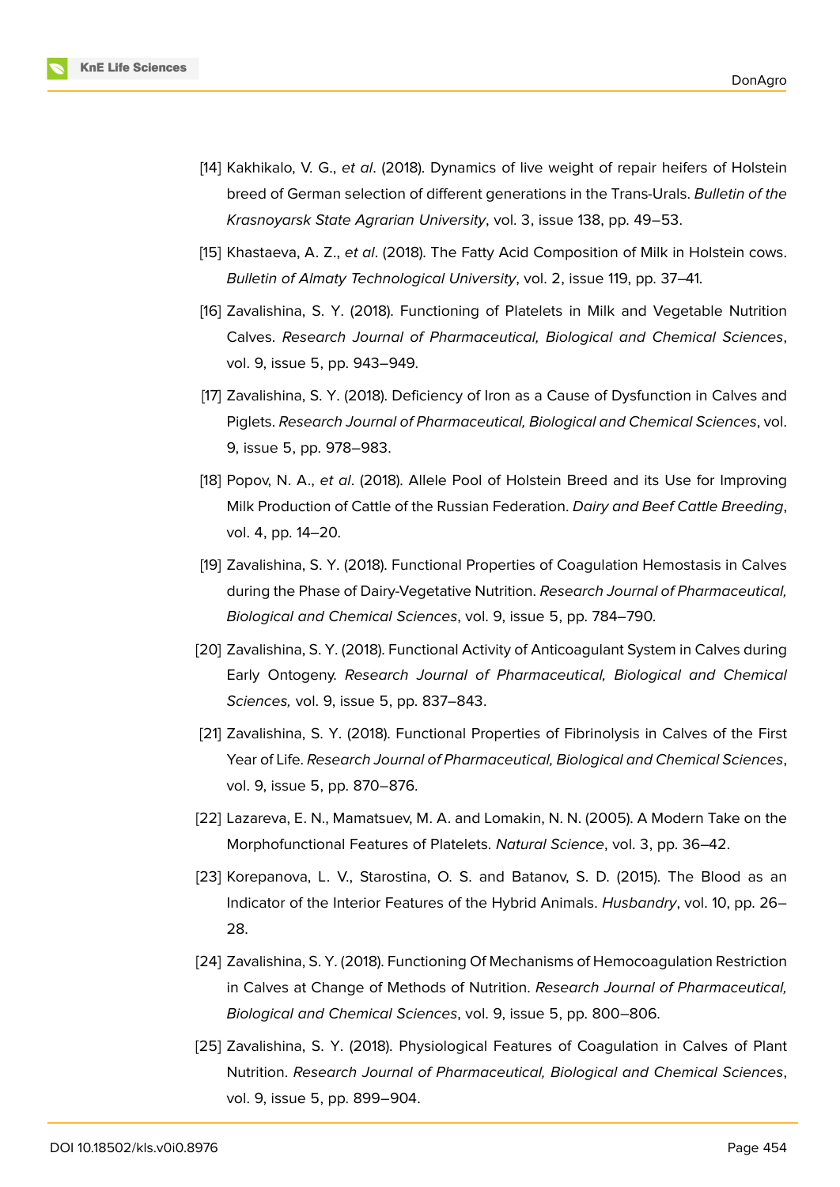[14] Kakhikalo, V. G., *et al*. (2018). Dynamics of live weight of repair heifers of Holstein breed of German selection of different generations in the Trans-Urals. *Bulletin of the Krasnoyarsk State Agrarian University*, vol. 3, issue 138, pp. 49–53.

[15] Khastaeva, A. Z., *et al*. (2018). The Fatty Acid Composition of Milk in Holstein cows. *Bulletin of Almaty Technological University*, vol. 2, issue 119, pp. 37–41.

[16] Zavalishina, S. Y. (2018). Functioning of Platelets in Milk and Vegetable Nutrition Calves. *Research Journal of Pharmaceutical, Biological and Chemical Sciences*, vol. 9, issue 5, pp. 943–949.

[17] Zavalishina, S. Y. (2018). Deficiency of Iron as a Cause of Dysfunction in Calves and Piglets. *Research Journal of Pharmaceutical, Biological and Chemical Sciences*, vol. 9, issue 5, pp. 978–983.

[18] Popov, N. A., *et al*. (2018). Allele Pool of Holstein Breed and its Use for Improving Milk Production of Cattle of the Russian Federation. *Dairy and Beef Cattle Breeding*, vol. 4, pp. 14–20.

[19] Zavalishina, S. Y. (2018). Functional Properties of Coagulation Hemostasis in Calves during the Phase of Dairy-Vegetative Nutrition. *Research Journal of Pharmaceutical, Biological and Chemical Sciences*, vol. 9, issue 5, pp. 784–790.

[20] Zavalishina, S. Y. (2018). Functional Activity of Anticoagulant System in Calves during Early Ontogeny. *Research Journal of Pharmaceutical, Biological and Chemical Sciences,* vol. 9, issue 5, pp. 837–843.

[21] Zavalishina, S. Y. (2018). Functional Properties of Fibrinolysis in Calves of the First Year of Life. *Research Journal of Pharmaceutical, Biological and Chemical Sciences*, vol. 9, issue 5, pp. 870–876.

[22] Lazareva, E. N., Mamatsuev, M. A. and Lomakin, N. N. (2005). A Modern Take on the Morphofunctional Features of Platelets. *Natural Science*, vol. 3, pp. 36–42.

[23] Korepanova, L. V., Starostina, O. S. and Batanov, S. D. (2015). The Blood as an Indicator of the Interior Features of the Hybrid Animals. *Husbandry*, vol. 10, pp. 26–28.

[24] Zavalishina, S. Y. (2018). Functioning Of Mechanisms of Hemocoagulation Restriction in Calves at Change of Methods of Nutrition. *Research Journal of Pharmaceutical, Biological and Chemical Sciences*, vol. 9, issue 5, pp. 800–806.

[25] Zavalishina, S. Y. (2018). Physiological Features of Coagulation in Calves of Plant Nutrition. *Research Journal of Pharmaceutical, Biological and Chemical Sciences*, vol. 9, issue 5, pp. 899–904.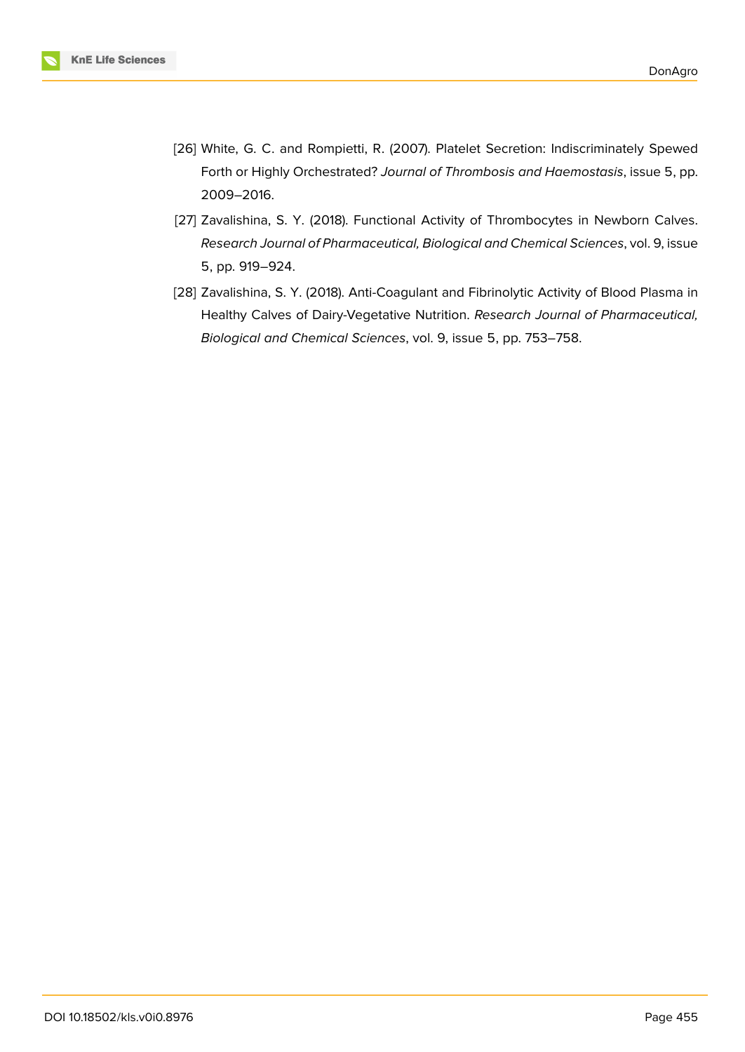[26] White, G. C. and Rompietti, R. (2007). Platelet Secretion: Indiscriminately Spewed Forth or Highly Orchestrated? *Journal of Thrombosis and Haemostasis*, issue 5, pp. 2009–2016.

[27] Zavalishina, S. Y. (2018). Functional Activity of Thrombocytes in Newborn Calves. *Research Journal of Pharmaceutical, Biological and Chemical Sciences*, vol. 9, issue 5, pp. 919–924.

[28] Zavalishina, S. Y. (2018). Anti-Coagulant and Fibrinolytic Activity of Blood Plasma in Healthy Calves of Dairy-Vegetative Nutrition. *Research Journal of Pharmaceutical, Biological and Chemical Sciences*, vol. 9, issue 5, pp. 753–758.